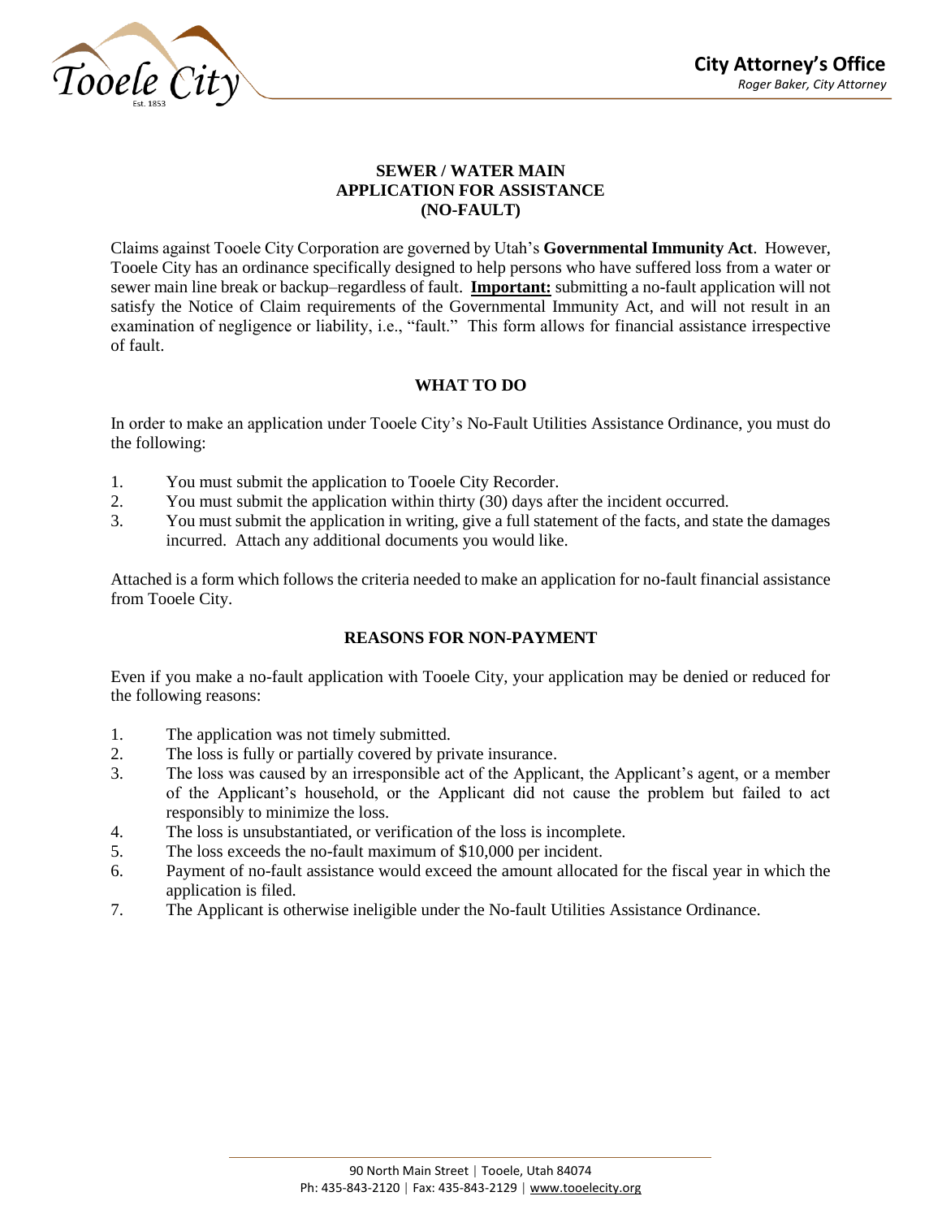City Attorney's Office
*Roger Baker, City Attorney*

## SEWER / WATER MAIN APPLICATION FOR ASSISTANCE (NO-FAULT)

Claims against Tooele City Corporation are governed by Utah's **Governmental Immunity Act**. However, Tooele City has an ordinance specifically designed to help persons who have suffered loss from a water or sewer main line break or backup–regardless of fault. **Important:** submitting a no-fault application will not satisfy the Notice of Claim requirements of the Governmental Immunity Act, and will not result in an examination of negligence or liability, i.e., "fault." This form allows for financial assistance irrespective of fault.

### WHAT TO DO

In order to make an application under Tooele City's No-Fault Utilities Assistance Ordinance, you must do the following:

1. You must submit the application to Tooele City Recorder.
2. You must submit the application within thirty (30) days after the incident occurred.
3. You must submit the application in writing, give a full statement of the facts, and state the damages incurred. Attach any additional documents you would like.

Attached is a form which follows the criteria needed to make an application for no-fault financial assistance from Tooele City.

### REASONS FOR NON-PAYMENT

Even if you make a no-fault application with Tooele City, your application may be denied or reduced for the following reasons:

1. The application was not timely submitted.
2. The loss is fully or partially covered by private insurance.
3. The loss was caused by an irresponsible act of the Applicant, the Applicant's agent, or a member of the Applicant's household, or the Applicant did not cause the problem but failed to act responsibly to minimize the loss.
4. The loss is unsubstantiated, or verification of the loss is incomplete.
5. The loss exceeds the no-fault maximum of $10,000 per incident.
6. Payment of no-fault assistance would exceed the amount allocated for the fiscal year in which the application is filed.
7. The Applicant is otherwise ineligible under the No-fault Utilities Assistance Ordinance.

90 North Main Street | Tooele, Utah 84074
Ph: 435-843-2120 | Fax: 435-843-2129 | www.tooelecity.org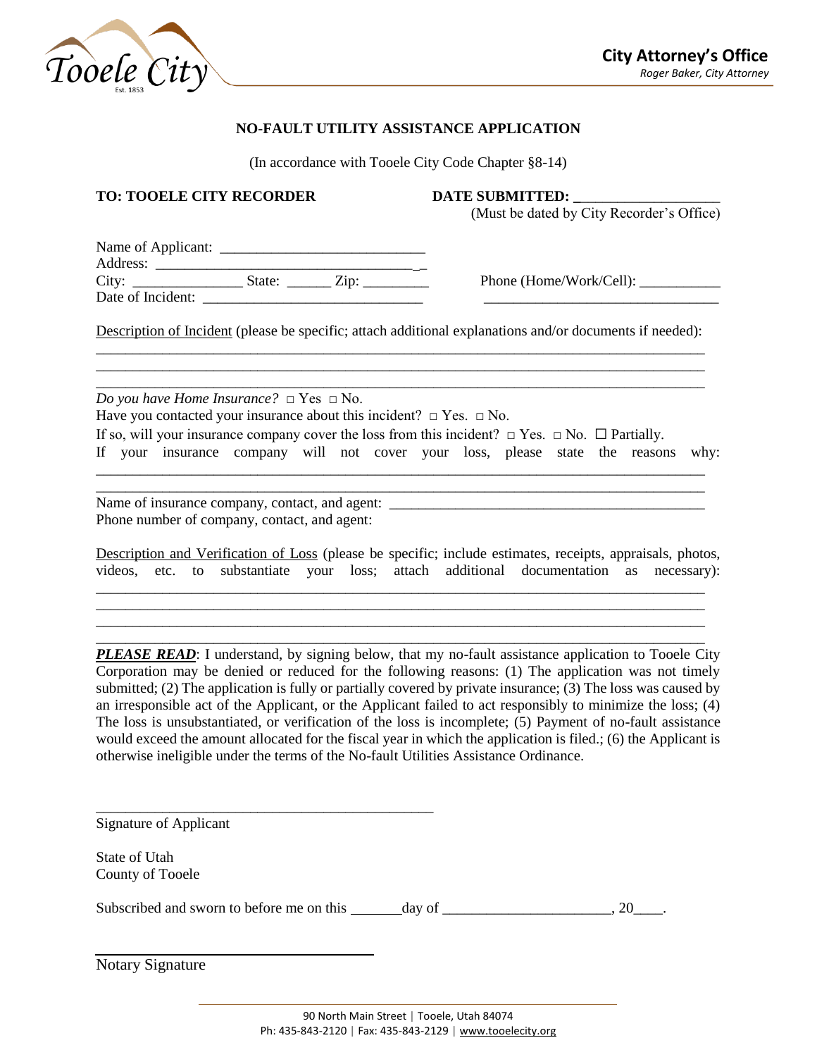City Attorney's Office
*Roger Baker, City Attorney*

## NO-FAULT UTILITY ASSISTANCE APPLICATION

(In accordance with Tooele City Code Chapter §8-14)

**TO: TOOELE CITY RECORDER** **DATE SUBMITTED:** ___________________
(Must be dated by City Recorder's Office)

Name of Applicant: ___________________________
Address: _____________________________________
City: _______________ State: ______ Zip: _________ Phone (Home/Work/Cell): ___________
Date of Incident: _____________________________ _______________________________

Description of Incident (please be specific; attach additional explanations and/or documents if needed):
_________________________________________________________________________________
_________________________________________________________________________________
_________________________________________________________________________________

*Do you have Home Insurance?* □ Yes □ No.
Have you contacted your insurance about this incident? □ Yes. □ No.
If so, will your insurance company cover the loss from this incident? □ Yes. □ No. ☐ Partially.
If your insurance company will not cover your loss, please state the reasons why:
_________________________________________________________________________________
_________________________________________________________________________________

Name of insurance company, contact, and agent: ___________________________________________
Phone number of company, contact, and agent:

Description and Verification of Loss (please be specific; include estimates, receipts, appraisals, photos, videos, etc. to substantiate your loss; attach additional documentation as necessary):
_________________________________________________________________________________
_________________________________________________________________________________
_________________________________________________________________________________
_________________________________________________________________________________

***PLEASE READ***: I understand, by signing below, that my no-fault assistance application to Tooele City Corporation may be denied or reduced for the following reasons: (1) The application was not timely submitted; (2) The application is fully or partially covered by private insurance; (3) The loss was caused by an irresponsible act of the Applicant, or the Applicant failed to act responsibly to minimize the loss; (4) The loss is unsubstantiated, or verification of the loss is incomplete; (5) Payment of no-fault assistance would exceed the amount allocated for the fiscal year in which the application is filed.; (6) the Applicant is otherwise ineligible under the terms of the No-fault Utilities Assistance Ordinance.

______________________________________________
Signature of Applicant

State of Utah
County of Tooele

Subscribed and sworn to before me on this _______day of ______________________, 20____.

______________________________________
Notary Signature

90 North Main Street | Tooele, Utah 84074
Ph: 435-843-2120 | Fax: 435-843-2129 | www.tooelecity.org